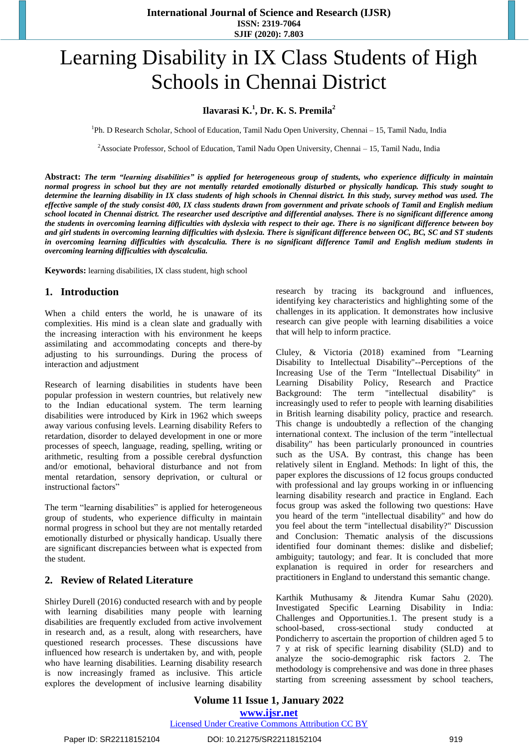# Learning Disability in IX Class Students of High Schools in Chennai District

**Ilavarasi K.[1], Dr. K. S. Premila[2]**

[1]Ph. D Research Scholar, School of Education, Tamil Nadu Open University, Chennai – 15, Tamil Nadu, India

[2]Associate Professor, School of Education, Tamil Nadu Open University, Chennai – 15, Tamil Nadu, India

**Abstract:** ***The term "learning disabilities" is applied for heterogeneous group of students, who experience difficulty in maintain normal progress in school but they are not mentally retarded emotionally disturbed or physically handicap. This study sought to determine the learning disability in IX class students of high schools in Chennai district. In this study, survey method was used. The effective sample of the study consist 400, IX class students drawn from government and private schools of Tamil and English medium school located in Chennai district. The researcher used descriptive and differential analyses. There is no significant difference among the students in overcoming learning difficulties with dyslexia with respect to their age. There is no significant difference between boy and girl students in overcoming learning difficulties with dyslexia. There is significant difference between OC, BC, SC and ST students in overcoming learning difficulties with dyscalculia. There is no significant difference Tamil and English medium students in overcoming learning difficulties with dyscalculia.***

**Keywords:** learning disabilities, IX class student, high school

## 1. Introduction

When a child enters the world, he is unaware of its complexities. His mind is a clean slate and gradually with the increasing interaction with his environment he keeps assimilating and accommodating concepts and there-by adjusting to his surroundings. During the process of interaction and adjustment

Research of learning disabilities in students have been popular profession in western countries, but relatively new to the Indian educational system. The term learning disabilities were introduced by Kirk in 1962 which sweeps away various confusing levels. Learning disability Refers to retardation, disorder to delayed development in one or more processes of speech, language, reading, spelling, writing or arithmetic, resulting from a possible cerebral dysfunction and/or emotional, behavioral disturbance and not from mental retardation, sensory deprivation, or cultural or instructional factors"

The term "learning disabilities" is applied for heterogeneous group of students, who experience difficulty in maintain normal progress in school but they are not mentally retarded emotionally disturbed or physically handicap. Usually there are significant discrepancies between what is expected from the student.

## 2. Review of Related Literature

Shirley Durell (2016) conducted research with and by people with learning disabilities many people with learning disabilities are frequently excluded from active involvement in research and, as a result, along with researchers, have questioned research processes. These discussions have influenced how research is undertaken by, and with, people who have learning disabilities. Learning disability research is now increasingly framed as inclusive. This article explores the development of inclusive learning disability research by tracing its background and influences, identifying key characteristics and highlighting some of the challenges in its application. It demonstrates how inclusive research can give people with learning disabilities a voice that will help to inform practice.

Cluley, & Victoria (2018) examined from "Learning Disability to Intellectual Disability"--Perceptions of the Increasing Use of the Term "Intellectual Disability" in Learning Disability Policy, Research and Practice Background: The term "intellectual disability" is increasingly used to refer to people with learning disabilities in British learning disability policy, practice and research. This change is undoubtedly a reflection of the changing international context. The inclusion of the term "intellectual disability" has been particularly pronounced in countries such as the USA. By contrast, this change has been relatively silent in England. Methods: In light of this, the paper explores the discussions of 12 focus groups conducted with professional and lay groups working in or influencing learning disability research and practice in England. Each focus group was asked the following two questions: Have you heard of the term "intellectual disability" and how do you feel about the term "intellectual disability?" Discussion and Conclusion: Thematic analysis of the discussions identified four dominant themes: dislike and disbelief; ambiguity; tautology; and fear. It is concluded that more explanation is required in order for researchers and practitioners in England to understand this semantic change.

Karthik Muthusamy & Jitendra Kumar Sahu (2020). Investigated Specific Learning Disability in India: Challenges and Opportunities.1. The present study is a school-based, cross-sectional study conducted at Pondicherry to ascertain the proportion of children aged 5 to 7 y at risk of specific learning disability (SLD) and to analyze the socio-demographic risk factors 2. The methodology is comprehensive and was done in three phases starting from screening assessment by school teachers,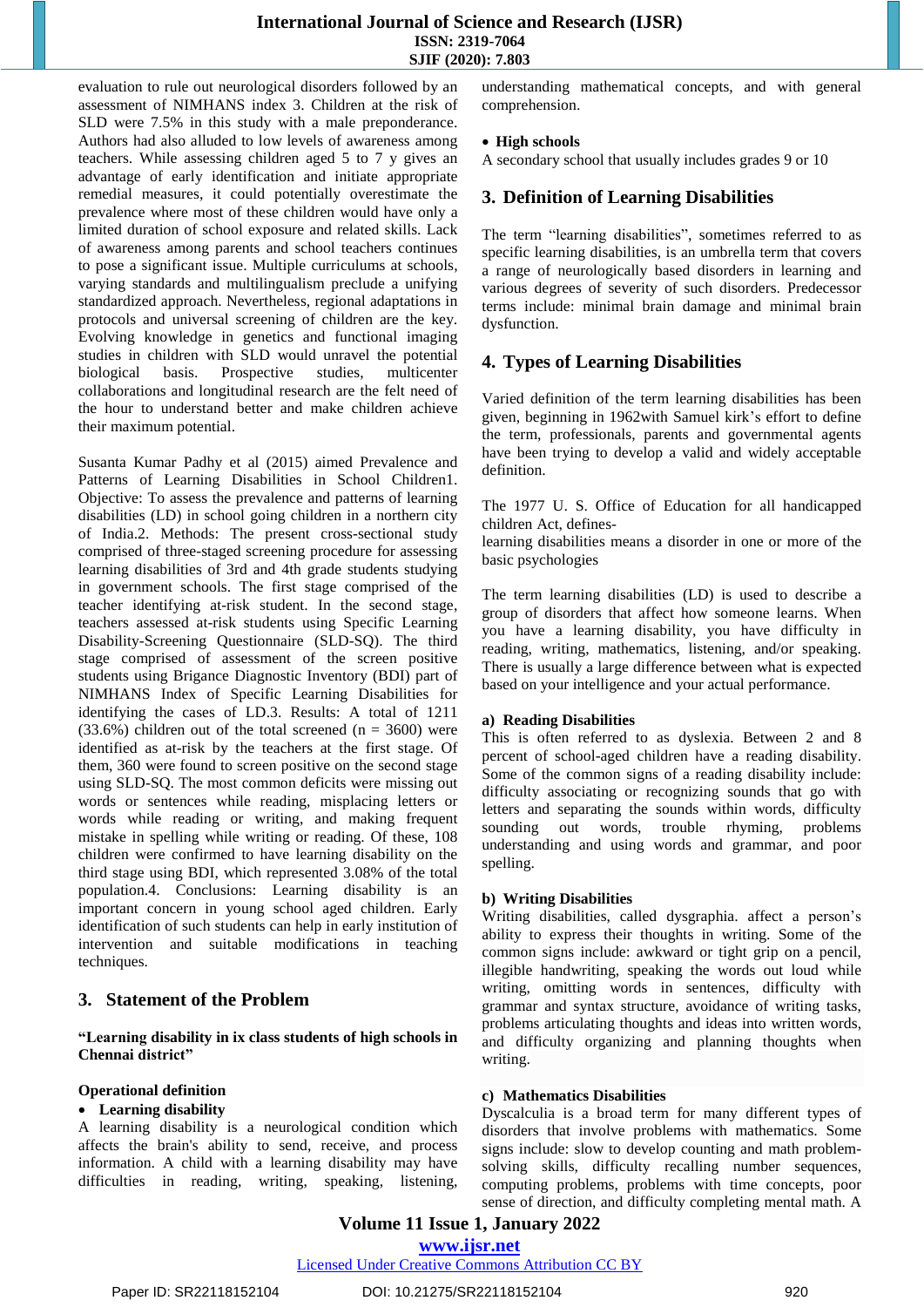evaluation to rule out neurological disorders followed by an assessment of NIMHANS index 3. Children at the risk of SLD were 7.5% in this study with a male preponderance. Authors had also alluded to low levels of awareness among teachers. While assessing children aged 5 to 7 y gives an advantage of early identification and initiate appropriate remedial measures, it could potentially overestimate the prevalence where most of these children would have only a limited duration of school exposure and related skills. Lack of awareness among parents and school teachers continues to pose a significant issue. Multiple curriculums at schools, varying standards and multilingualism preclude a unifying standardized approach. Nevertheless, regional adaptations in protocols and universal screening of children are the key. Evolving knowledge in genetics and functional imaging studies in children with SLD would unravel the potential biological basis. Prospective studies, multicenter collaborations and longitudinal research are the felt need of the hour to understand better and make children achieve their maximum potential.

Susanta Kumar Padhy et al (2015) aimed Prevalence and Patterns of Learning Disabilities in School Children1. Objective: To assess the prevalence and patterns of learning disabilities (LD) in school going children in a northern city of India.2. Methods: The present cross-sectional study comprised of three-staged screening procedure for assessing learning disabilities of 3rd and 4th grade students studying in government schools. The first stage comprised of the teacher identifying at-risk student. In the second stage, teachers assessed at-risk students using Specific Learning Disability-Screening Questionnaire (SLD-SQ). The third stage comprised of assessment of the screen positive students using Brigance Diagnostic Inventory (BDI) part of NIMHANS Index of Specific Learning Disabilities for identifying the cases of LD.3. Results: A total of 1211 (33.6%) children out of the total screened (n = 3600) were identified as at-risk by the teachers at the first stage. Of them, 360 were found to screen positive on the second stage using SLD-SQ. The most common deficits were missing out words or sentences while reading, misplacing letters or words while reading or writing, and making frequent mistake in spelling while writing or reading. Of these, 108 children were confirmed to have learning disability on the third stage using BDI, which represented 3.08% of the total population.4. Conclusions: Learning disability is an important concern in young school aged children. Early identification of such students can help in early institution of intervention and suitable modifications in teaching techniques.

## 3. Statement of the Problem

**“Learning disability in ix class students of high schools in Chennai district”**

**Operational definition**

- **Learning disability**

A learning disability is a neurological condition which affects the brain's ability to send, receive, and process information. A child with a learning disability may have difficulties in reading, writing, speaking, listening, understanding mathematical concepts, and with general comprehension.

- **High schools**

A secondary school that usually includes grades 9 or 10

## 3. Definition of Learning Disabilities

The term “learning disabilities”, sometimes referred to as specific learning disabilities, is an umbrella term that covers a range of neurologically based disorders in learning and various degrees of severity of such disorders. Predecessor terms include: minimal brain damage and minimal brain dysfunction.

## 4. Types of Learning Disabilities

Varied definition of the term learning disabilities has been given, beginning in 1962with Samuel kirk’s effort to define the term, professionals, parents and governmental agents have been trying to develop a valid and widely acceptable definition.

The 1977 U. S. Office of Education for all handicapped children Act, defines-
learning disabilities means a disorder in one or more of the basic psychologies

The term learning disabilities (LD) is used to describe a group of disorders that affect how someone learns. When you have a learning disability, you have difficulty in reading, writing, mathematics, listening, and/or speaking. There is usually a large difference between what is expected based on your intelligence and your actual performance.

**a) Reading Disabilities**
This is often referred to as dyslexia. Between 2 and 8 percent of school-aged children have a reading disability. Some of the common signs of a reading disability include: difficulty associating or recognizing sounds that go with letters and separating the sounds within words, difficulty sounding out words, trouble rhyming, problems understanding and using words and grammar, and poor spelling.

**b) Writing Disabilities**
Writing disabilities, called dysgraphia. affect a person’s ability to express their thoughts in writing. Some of the common signs include: awkward or tight grip on a pencil, illegible handwriting, speaking the words out loud while writing, omitting words in sentences, difficulty with grammar and syntax structure, avoidance of writing tasks, problems articulating thoughts and ideas into written words, and difficulty organizing and planning thoughts when writing.

**c) Mathematics Disabilities**
Dyscalculia is a broad term for many different types of disorders that involve problems with mathematics. Some signs include: slow to develop counting and math problem-solving skills, difficulty recalling number sequences, computing problems, problems with time concepts, poor sense of direction, and difficulty completing mental math. A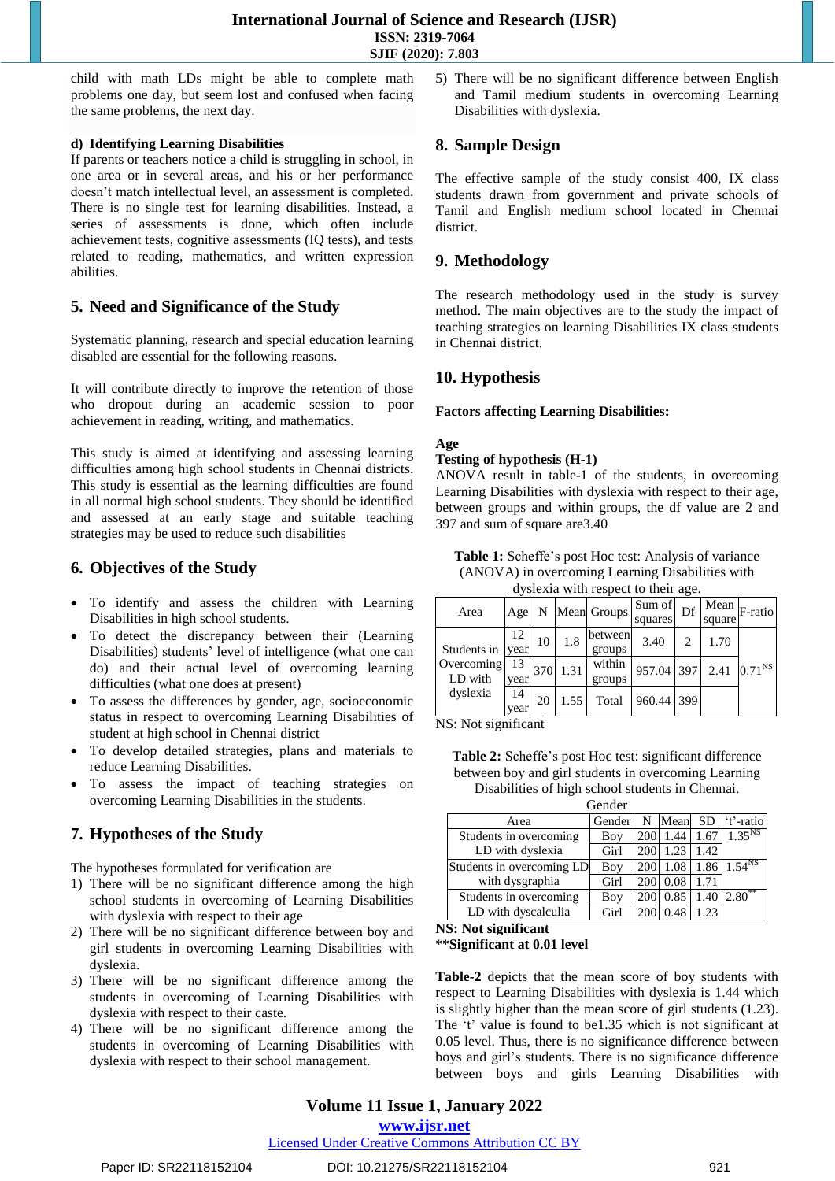child with math LDs might be able to complete math problems one day, but seem lost and confused when facing the same problems, the next day.

**d) Identifying Learning Disabilities**

If parents or teachers notice a child is struggling in school, in one area or in several areas, and his or her performance doesn't match intellectual level, an assessment is completed. There is no single test for learning disabilities. Instead, a series of assessments is done, which often include achievement tests, cognitive assessments (IQ tests), and tests related to reading, mathematics, and written expression abilities.

## 5. Need and Significance of the Study

Systematic planning, research and special education learning disabled are essential for the following reasons.

It will contribute directly to improve the retention of those who dropout during an academic session to poor achievement in reading, writing, and mathematics.

This study is aimed at identifying and assessing learning difficulties among high school students in Chennai districts. This study is essential as the learning difficulties are found in all normal high school students. They should be identified and assessed at an early stage and suitable teaching strategies may be used to reduce such disabilities

## 6. Objectives of the Study

- To identify and assess the children with Learning Disabilities in high school students.
- To detect the discrepancy between their (Learning Disabilities) students' level of intelligence (what one can do) and their actual level of overcoming learning difficulties (what one does at present)
- To assess the differences by gender, age, socioeconomic status in respect to overcoming Learning Disabilities of student at high school in Chennai district
- To develop detailed strategies, plans and materials to reduce Learning Disabilities.
- To assess the impact of teaching strategies on overcoming Learning Disabilities in the students.

## 7. Hypotheses of the Study

The hypotheses formulated for verification are

1) There will be no significant difference among the high school students in overcoming of Learning Disabilities with dyslexia with respect to their age
2) There will be no significant difference between boy and girl students in overcoming Learning Disabilities with dyslexia.
3) There will be no significant difference among the students in overcoming of Learning Disabilities with dyslexia with respect to their caste.
4) There will be no significant difference among the students in overcoming of Learning Disabilities with dyslexia with respect to their school management.
5) There will be no significant difference between English and Tamil medium students in overcoming Learning Disabilities with dyslexia.

## 8. Sample Design

The effective sample of the study consist 400, IX class students drawn from government and private schools of Tamil and English medium school located in Chennai district.

## 9. Methodology

The research methodology used in the study is survey method. The main objectives are to the study the impact of teaching strategies on learning Disabilities IX class students in Chennai district.

## 10. Hypothesis

**Factors affecting Learning Disabilities:**

**Age**

**Testing of hypothesis (H-1)**

ANOVA result in table-1 of the students, in overcoming Learning Disabilities with dyslexia with respect to their age, between groups and within groups, the df value are 2 and 397 and sum of square are3.40

**Table 1:** Scheffe's post Hoc test: Analysis of variance (ANOVA) in overcoming Learning Disabilities with dyslexia with respect to their age.

| Area | Age | N | Mean | Groups | Sum of squares | Df | Mean square | F-ratio |
|---|---|---|---|---|---|---|---|---|
| Students in Overcoming LD with dyslexia | 12 year | 10 | 1.8 | between groups | 3.40 | 2 | 1.70 | $0.71^{NS}$ |
| | 13 year | 370 | 1.31 | within groups | 957.04 | 397 | 2.41 | |
| | 14 year | 20 | 1.55 | Total | 960.44 | 399 | | |

NS: Not significant

**Table 2:** Scheffe's post Hoc test: significant difference between boy and girl students in overcoming Learning Disabilities of high school students in Chennai.

Gender

| Area | Gender | N | Mean | SD | 't'-ratio |
|---|---|---|---|---|---|
| Students in overcoming LD with dyslexia | Boy | 200 | 1.44 | 1.67 | $1.35^{NS}$ |
| | Girl | 200 | 1.23 | 1.42 | |
| Students in overcoming LD with dysgraphia | Boy | 200 | 1.08 | 1.86 | $1.54^{NS}$ |
| | Girl | 200 | 0.08 | 1.71 | |
| Students in overcoming LD with dyscalculia | Boy | 200 | 0.85 | 1.40 | $2.80^{**}$ |
| | Girl | 200 | 0.48 | 1.23 | |

**NS: Not significant**

****Significant at 0.01 level**

**Table-2** depicts that the mean score of boy students with respect to Learning Disabilities with dyslexia is 1.44 which is slightly higher than the mean score of girl students (1.23). The 't' value is found to be1.35 which is not significant at 0.05 level. Thus, there is no significance difference between boys and girl's students. There is no significance difference between boys and girls Learning Disabilities with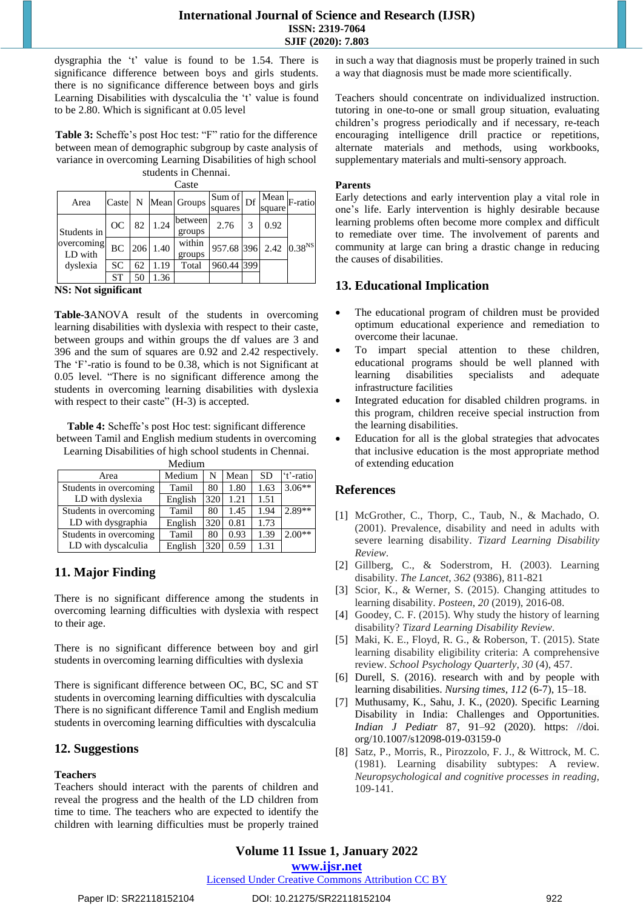dysgraphia the 't' value is found to be 1.54. There is significance difference between boys and girls students. there is no significance difference between boys and girls Learning Disabilities with dyscalculia the 't' value is found to be 2.80. Which is significant at 0.05 level

**Table 3:** Scheffe's post Hoc test: "F" ratio for the difference between mean of demographic subgroup by caste analysis of variance in overcoming Learning Disabilities of high school students in Chennai.

Caste

| Area | Caste | N | Mean | Groups | Sum of squares | Df | Mean square | F-ratio |
|---|---|---|---|---|---|---|---|---|
| Students in overcoming LD with dyslexia | OC | 82 | 1.24 | between groups | 2.76 | 3 | 0.92 | 0.38[NS] |
| | BC | 206 | 1.40 | within groups | 957.68 | 396 | 2.42 | |
| | SC | 62 | 1.19 | Total | 960.44 | 399 | | |
| | ST | 50 | 1.36 | | | | | |

**NS: Not significant**

**Table-3**ANOVA result of the students in overcoming learning disabilities with dyslexia with respect to their caste, between groups and within groups the df values are 3 and 396 and the sum of squares are 0.92 and 2.42 respectively. The 'F'-ratio is found to be 0.38, which is not Significant at 0.05 level. "There is no significant difference among the students in overcoming learning disabilities with dyslexia with respect to their caste" (H-3) is accepted.

**Table 4:** Scheffe's post Hoc test: significant difference between Tamil and English medium students in overcoming Learning Disabilities of high school students in Chennai.

Medium

| Area | Medium | N | Mean | SD | 't'-ratio |
|---|---|---|---|---|---|
| Students in overcoming LD with dyslexia | Tamil | 80 | 1.80 | 1.63 | 3.06** |
| | English | 320 | 1.21 | 1.51 | |
| Students in overcoming LD with dysgraphia | Tamil | 80 | 1.45 | 1.94 | 2.89** |
| | English | 320 | 0.81 | 1.73 | |
| Students in overcoming LD with dyscalculia | Tamil | 80 | 0.93 | 1.39 | 2.00** |
| | English | 320 | 0.59 | 1.31 | |

## 11. Major Finding

There is no significant difference among the students in overcoming learning difficulties with dyslexia with respect to their age.

There is no significant difference between boy and girl students in overcoming learning difficulties with dyslexia

There is significant difference between OC, BC, SC and ST students in overcoming learning difficulties with dyscalculia There is no significant difference Tamil and English medium students in overcoming learning difficulties with dyscalculia

## 12. Suggestions

**Teachers**

Teachers should interact with the parents of children and reveal the progress and the health of the LD children from time to time. The teachers who are expected to identify the children with learning difficulties must be properly trained in such a way that diagnosis must be properly trained in such a way that diagnosis must be made more scientifically.

Teachers should concentrate on individualized instruction. tutoring in one-to-one or small group situation, evaluating children's progress periodically and if necessary, re-teach encouraging intelligence drill practice or repetitions, alternate materials and methods, using workbooks, supplementary materials and multi-sensory approach.

**Parents**

Early detections and early intervention play a vital role in one's life. Early intervention is highly desirable because learning problems often become more complex and difficult to remediate over time. The involvement of parents and community at large can bring a drastic change in reducing the causes of disabilities.

## 13. Educational Implication

- The educational program of children must be provided optimum educational experience and remediation to overcome their lacunae.
- To impart special attention to these children, educational programs should be well planned with learning disabilities specialists and adequate infrastructure facilities
- Integrated education for disabled children programs. in this program, children receive special instruction from the learning disabilities.
- Education for all is the global strategies that advocates that inclusive education is the most appropriate method of extending education

## References

[1] McGrother, C., Thorp, C., Taub, N., & Machado, O. (2001). Prevalence, disability and need in adults with severe learning disability. *Tizard Learning Disability Review*.

[2] Gillberg, C., & Soderstrom, H. (2003). Learning disability. *The Lancet*, *362* (9386), 811-821

[3] Scior, K., & Werner, S. (2015). Changing attitudes to learning disability. *Posteen*, *20* (2019), 2016-08.

[4] Goodey, C. F. (2015). Why study the history of learning disability? *Tizard Learning Disability Review*.

[5] Maki, K. E., Floyd, R. G., & Roberson, T. (2015). State learning disability eligibility criteria: A comprehensive review. *School Psychology Quarterly*, *30* (4), 457.

[6] Durell, S. (2016). research with and by people with learning disabilities. *Nursing times*, *112* (6-7), 15–18.

[7] Muthusamy, K., Sahu, J. K., (2020). Specific Learning Disability in India: Challenges and Opportunities. *Indian J Pediatr* 87, 91–92 (2020). https: //doi. org/10.1007/s12098-019-03159-0

[8] Satz, P., Morris, R., Pirozzolo, F. J., & Wittrock, M. C. (1981). Learning disability subtypes: A review. *Neuropsychological and cognitive processes in reading*, 109-141.